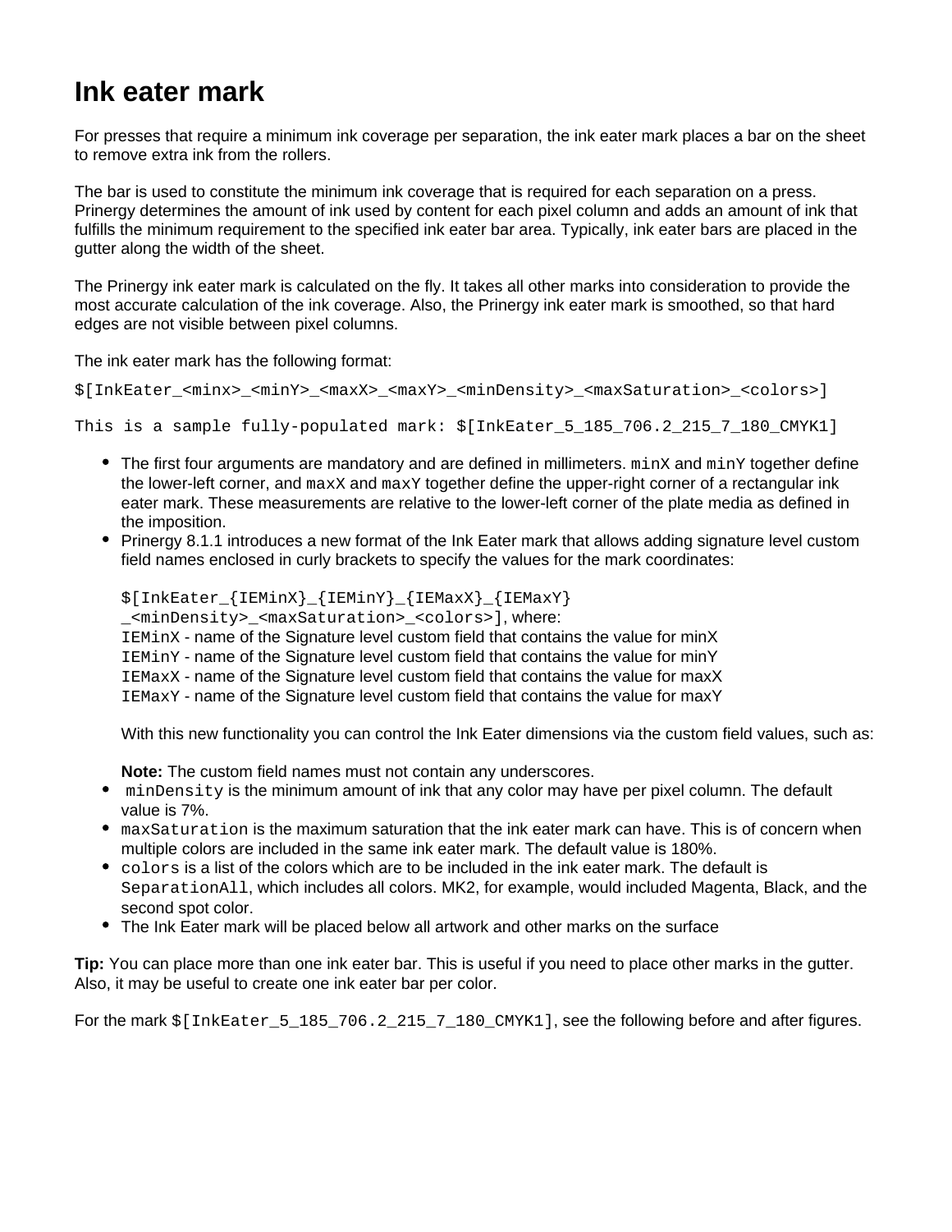# Ink eater mark

For presses that require a minimum ink coverage per separation, the ink eater mark places a bar on the sheet to remove extra ink from the rollers.

The bar is used to constitute the minimum ink coverage that is required for each separation on a press. Prinergy determines the amount of ink used by content for each pixel column and adds an amount of ink that fulfills the minimum requirement to the specified ink eater bar area. Typically, ink eater bars are placed in the gutter along the width of the sheet.

The Prinergy ink eater mark is calculated on the fly. It takes all other marks into consideration to provide the most accurate calculation of the ink coverage. Also, the Prinergy ink eater mark is smoothed, so that hard edges are not visible between pixel columns.

The ink eater mark has the following format:

```
$[InkEater_<minx>_<minY>_<maxX>_<maxY>_<minDensity>_<maxSaturation>_<colors>]
```

`This is a sample fully-populated mark: $[InkEater_5_185_706.2_215_7_180_CMYK1]`

- The first four arguments are mandatory and are defined in millimeters. `minX` and `minY` together define the lower-left corner, and `maxX` and `maxY` together define the upper-right corner of a rectangular ink eater mark. These measurements are relative to the lower-left corner of the plate media as defined in the imposition.
- Prinergy 8.1.1 introduces a new format of the Ink Eater mark that allows adding signature level custom field names enclosed in curly brackets to specify the values for the mark coordinates:

  `$[InkEater_{IEMinX}_{IEMinY}_{IEMaxX}_{IEMaxY}_<minDensity>_<maxSaturation>_<colors>]`, where:
  `IEMinX` - name of the Signature level custom field that contains the value for minX
  `IEMinY` - name of the Signature level custom field that contains the value for minY
  `IEMaxX` - name of the Signature level custom field that contains the value for maxX
  `IEMaxY` - name of the Signature level custom field that contains the value for maxY

  With this new functionality you can control the Ink Eater dimensions via the custom field values, such as:

  **Note:** The custom field names must not contain any underscores.
- `minDensity` is the minimum amount of ink that any color may have per pixel column. The default value is 7%.
- `maxSaturation` is the maximum saturation that the ink eater mark can have. This is of concern when multiple colors are included in the same ink eater mark. The default value is 180%.
- `colors` is a list of the colors which are to be included in the ink eater mark. The default is `SeparationAll`, which includes all colors. MK2, for example, would included Magenta, Black, and the second spot color.
- The Ink Eater mark will be placed below all artwork and other marks on the surface

**Tip:** You can place more than one ink eater bar. This is useful if you need to place other marks in the gutter. Also, it may be useful to create one ink eater bar per color.

For the mark `$[InkEater_5_185_706.2_215_7_180_CMYK1]`, see the following before and after figures.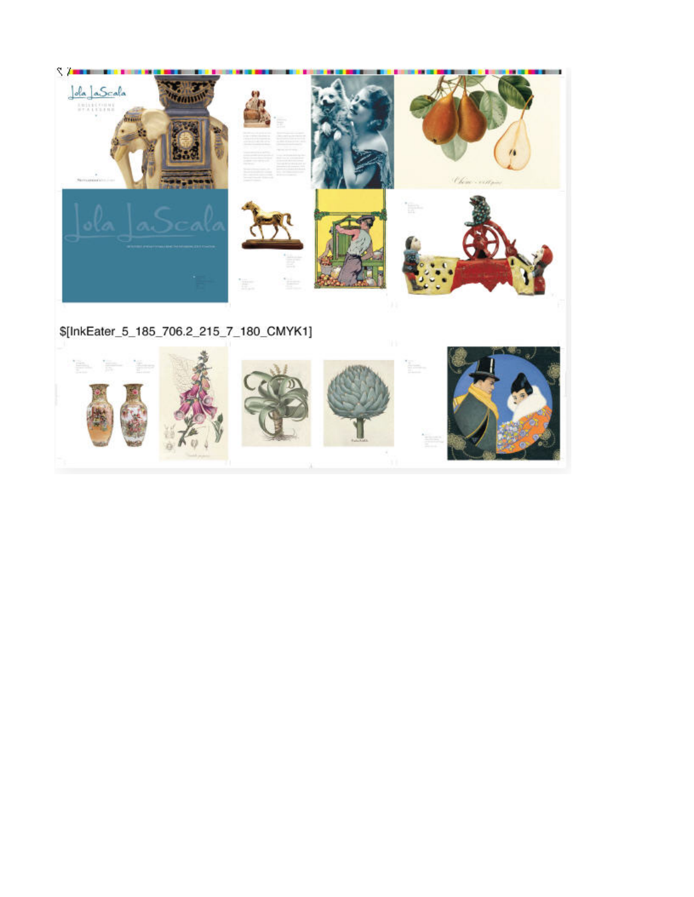$[InkEater_5_185_706.2_215_7_180_CMYK1]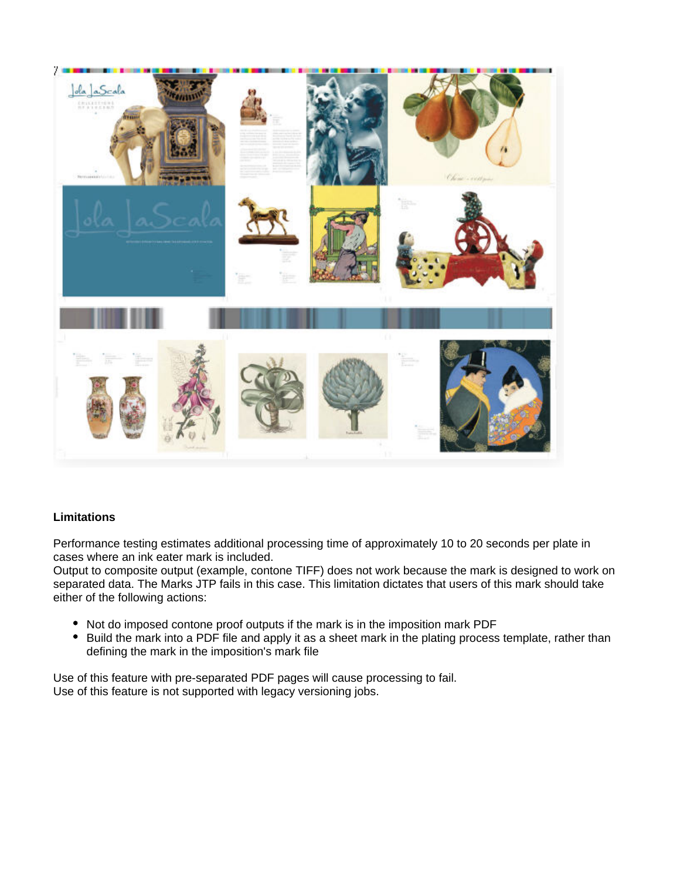## Limitations

Performance testing estimates additional processing time of approximately 10 to 20 seconds per plate in cases where an ink eater mark is included.
Output to composite output (example, contone TIFF) does not work because the mark is designed to work on separated data. The Marks JTP fails in this case. This limitation dictates that users of this mark should take either of the following actions:

- Not do imposed contone proof outputs if the mark is in the imposition mark PDF
- Build the mark into a PDF file and apply it as a sheet mark in the plating process template, rather than defining the mark in the imposition's mark file

Use of this feature with pre-separated PDF pages will cause processing to fail.
Use of this feature is not supported with legacy versioning jobs.